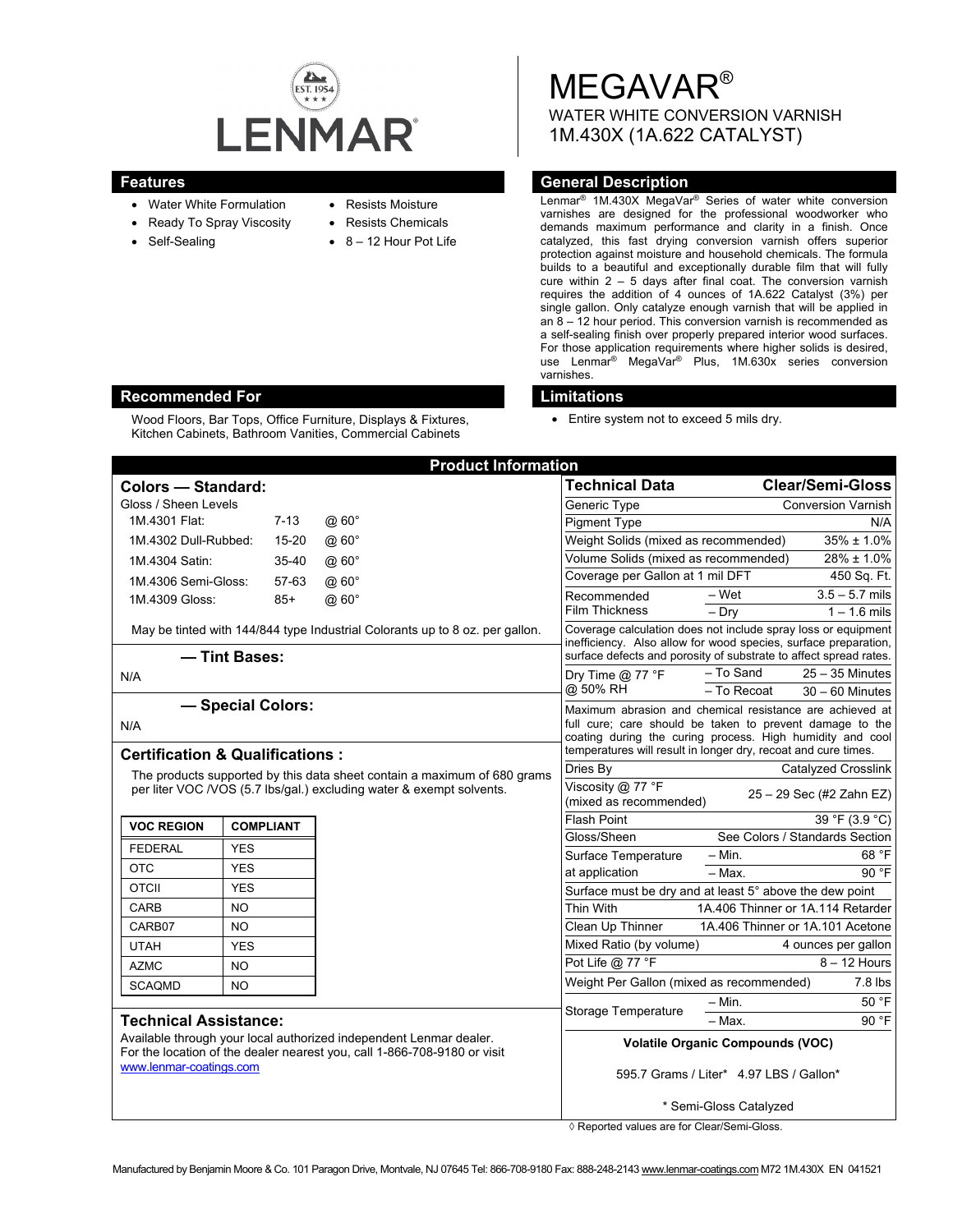# LENMAR

EST. 1954

# MEGAVAR®

WATER WHITE CONVERSION VARNISH
1M.430X (1A.622 CATALYST)

## Features

- Water White Formulation
- Ready To Spray Viscosity
- Self-Sealing
- Resists Moisture
- Resists Chemicals
- 8 – 12 Hour Pot Life

## General Description

Lenmar® 1M.430X MegaVar® Series of water white conversion varnishes are designed for the professional woodworker who demands maximum performance and clarity in a finish. Once catalyzed, this fast drying conversion varnish offers superior protection against moisture and household chemicals. The formula builds to a beautiful and exceptionally durable film that will fully cure within 2 – 5 days after final coat. The conversion varnish requires the addition of 4 ounces of 1A.622 Catalyst (3%) per single gallon. Only catalyze enough varnish that will be applied in an 8 – 12 hour period. This conversion varnish is recommended as a self-sealing finish over properly prepared interior wood surfaces. For those application requirements where higher solids is desired, use Lenmar® MegaVar® Plus, 1M.630x series conversion varnishes.

## Recommended For

Wood Floors, Bar Tops, Office Furniture, Displays & Fixtures, Kitchen Cabinets, Bathroom Vanities, Commercial Cabinets

## Limitations

- Entire system not to exceed 5 mils dry.

## Product Information

### Colors — Standard:

Gloss / Sheen Levels

| Product | Level | Angle |
|---|---|---|
| 1M.4301 Flat: | 7-13 | @ 60° |
| 1M.4302 Dull-Rubbed: | 15-20 | @ 60° |
| 1M.4304 Satin: | 35-40 | @ 60° |
| 1M.4306 Semi-Gloss: | 57-63 | @ 60° |
| 1M.4309 Gloss: | 85+ | @ 60° |

May be tinted with 144/844 type Industrial Colorants up to 8 oz. per gallon.

### — Tint Bases:

N/A

### — Special Colors:

N/A

### Certification & Qualifications :

The products supported by this data sheet contain a maximum of 680 grams per liter VOC /VOS (5.7 lbs/gal.) excluding water & exempt solvents.

| VOC REGION | COMPLIANT |
|---|---|
| FEDERAL | YES |
| OTC | YES |
| OTCII | YES |
| CARB | NO |
| CARB07 | NO |
| UTAH | YES |
| AZMC | NO |
| SCAQMD | NO |

### Technical Assistance:

Available through your local authorized independent Lenmar dealer. For the location of the dealer nearest you, call 1-866-708-9180 or visit www.lenmar-coatings.com

### Technical Data — Clear/Semi-Gloss

| Technical Data | | Clear/Semi-Gloss |
|---|---|---|
| Generic Type | | Conversion Varnish |
| Pigment Type | | N/A |
| Weight Solids (mixed as recommended) | | 35% ± 1.0% |
| Volume Solids (mixed as recommended) | | 28% ± 1.0% |
| Coverage per Gallon at 1 mil DFT | | 450 Sq. Ft. |
| Recommended Film Thickness | – Wet | 3.5 – 5.7 mils |
| | – Dry | 1 – 1.6 mils |
| Coverage calculation does not include spray loss or equipment inefficiency. Also allow for wood species, surface preparation, surface defects and porosity of substrate to affect spread rates. | | |
| Dry Time @ 77 °F @ 50% RH | – To Sand | 25 – 35 Minutes |
| | – To Recoat | 30 – 60 Minutes |
| Maximum abrasion and chemical resistance are achieved at full cure; care should be taken to prevent damage to the coating during the curing process. High humidity and cool temperatures will result in longer dry, recoat and cure times. | | |
| Dries By | | Catalyzed Crosslink |
| Viscosity @ 77 °F (mixed as recommended) | | 25 – 29 Sec (#2 Zahn EZ) |
| Flash Point | | 39 °F (3.9 °C) |
| Gloss/Sheen | | See Colors / Standards Section |
| Surface Temperature at application | – Min. | 68 °F |
| | – Max. | 90 °F |
| Surface must be dry and at least 5° above the dew point | | |
| Thin With | | 1A.406 Thinner or 1A.114 Retarder |
| Clean Up Thinner | | 1A.406 Thinner or 1A.101 Acetone |
| Mixed Ratio (by volume) | | 4 ounces per gallon |
| Pot Life @ 77 °F | | 8 – 12 Hours |
| Weight Per Gallon (mixed as recommended) | | 7.8 lbs |
| Storage Temperature | – Min. | 50 °F |
| | – Max. | 90 °F |

**Volatile Organic Compounds (VOC)**

595.7 Grams / Liter* 4.97 LBS / Gallon*

\* Semi-Gloss Catalyzed

◊ Reported values are for Clear/Semi-Gloss.

Manufactured by Benjamin Moore & Co. 101 Paragon Drive, Montvale, NJ 07645 Tel: 866-708-9180 Fax: 888-248-2143 www.lenmar-coatings.com M72 1M.430X EN 041521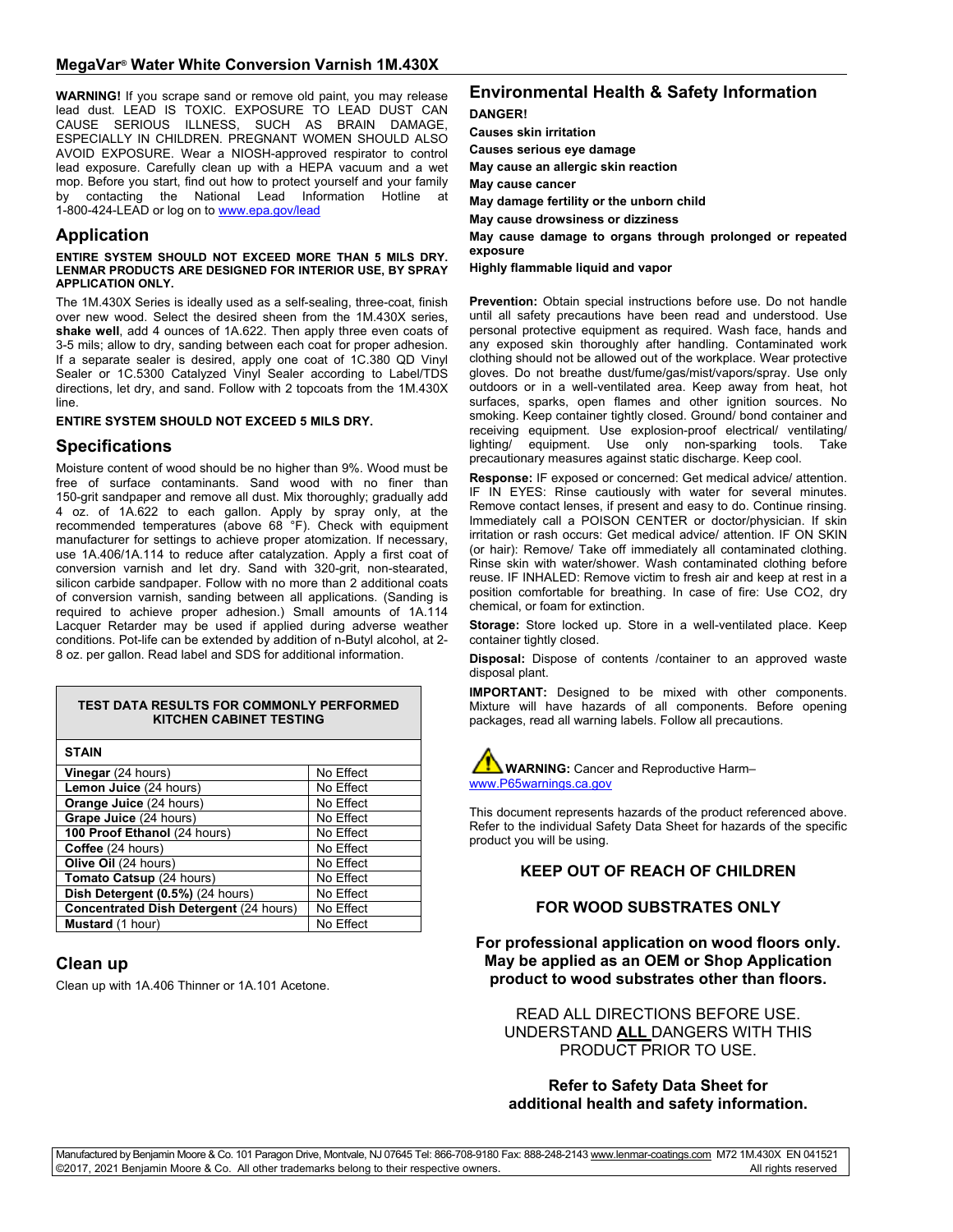## MegaVar® Water White Conversion Varnish 1M.430X

**WARNING!** If you scrape sand or remove old paint, you may release lead dust. LEAD IS TOXIC. EXPOSURE TO LEAD DUST CAN CAUSE SERIOUS ILLNESS, SUCH AS BRAIN DAMAGE, ESPECIALLY IN CHILDREN. PREGNANT WOMEN SHOULD ALSO AVOID EXPOSURE. Wear a NIOSH-approved respirator to control lead exposure. Carefully clean up with a HEPA vacuum and a wet mop. Before you start, find out how to protect yourself and your family by contacting the National Lead Information Hotline at 1-800-424-LEAD or log on to www.epa.gov/lead

## Application

**ENTIRE SYSTEM SHOULD NOT EXCEED MORE THAN 5 MILS DRY. LENMAR PRODUCTS ARE DESIGNED FOR INTERIOR USE, BY SPRAY APPLICATION ONLY.**

The 1M.430X Series is ideally used as a self-sealing, three-coat, finish over new wood. Select the desired sheen from the 1M.430X series, **shake well**, add 4 ounces of 1A.622. Then apply three even coats of 3-5 mils; allow to dry, sanding between each coat for proper adhesion. If a separate sealer is desired, apply one coat of 1C.380 QD Vinyl Sealer or 1C.5300 Catalyzed Vinyl Sealer according to Label/TDS directions, let dry, and sand. Follow with 2 topcoats from the 1M.430X line.

**ENTIRE SYSTEM SHOULD NOT EXCEED 5 MILS DRY.**

## Specifications

Moisture content of wood should be no higher than 9%. Wood must be free of surface contaminants. Sand wood with no finer than 150-grit sandpaper and remove all dust. Mix thoroughly; gradually add 4 oz. of 1A.622 to each gallon. Apply by spray only, at the recommended temperatures (above 68 °F). Check with equipment manufacturer for settings to achieve proper atomization. If necessary, use 1A.406/1A.114 to reduce after catalyzation. Apply a first coat of conversion varnish and let dry. Sand with 320-grit, non-stearated, silicon carbide sandpaper. Follow with no more than 2 additional coats of conversion varnish, sanding between all applications. (Sanding is required to achieve proper adhesion.) Small amounts of 1A.114 Lacquer Retarder may be used if applied during adverse weather conditions. Pot-life can be extended by addition of n-Butyl alcohol, at 2-8 oz. per gallon. Read label and SDS for additional information.

**TEST DATA RESULTS FOR COMMONLY PERFORMED KITCHEN CABINET TESTING**

| STAIN | |
|---|---|
| **Vinegar** (24 hours) | No Effect |
| **Lemon Juice** (24 hours) | No Effect |
| **Orange Juice** (24 hours) | No Effect |
| **Grape Juice** (24 hours) | No Effect |
| **100 Proof Ethanol** (24 hours) | No Effect |
| **Coffee** (24 hours) | No Effect |
| **Olive Oil** (24 hours) | No Effect |
| **Tomato Catsup** (24 hours) | No Effect |
| **Dish Detergent (0.5%)** (24 hours) | No Effect |
| **Concentrated Dish Detergent** (24 hours) | No Effect |
| **Mustard** (1 hour) | No Effect |

## Clean up

Clean up with 1A.406 Thinner or 1A.101 Acetone.

## Environmental Health & Safety Information

**DANGER!**

**Causes skin irritation**

**Causes serious eye damage**

**May cause an allergic skin reaction**

**May cause cancer**

**May damage fertility or the unborn child**

**May cause drowsiness or dizziness**

**May cause damage to organs through prolonged or repeated exposure**

**Highly flammable liquid and vapor**

**Prevention:** Obtain special instructions before use. Do not handle until all safety precautions have been read and understood. Use personal protective equipment as required. Wash face, hands and any exposed skin thoroughly after handling. Contaminated work clothing should not be allowed out of the workplace. Wear protective gloves. Do not breathe dust/fume/gas/mist/vapors/spray. Use only outdoors or in a well-ventilated area. Keep away from heat, hot surfaces, sparks, open flames and other ignition sources. No smoking. Keep container tightly closed. Ground/ bond container and receiving equipment. Use explosion-proof electrical/ ventilating/ lighting/ equipment. Use only non-sparking tools. Take precautionary measures against static discharge. Keep cool.

**Response:** IF exposed or concerned: Get medical advice/ attention. IF IN EYES: Rinse cautiously with water for several minutes. Remove contact lenses, if present and easy to do. Continue rinsing. Immediately call a POISON CENTER or doctor/physician. If skin irritation or rash occurs: Get medical advice/ attention. IF ON SKIN (or hair): Remove/ Take off immediately all contaminated clothing. Rinse skin with water/shower. Wash contaminated clothing before reuse. IF INHALED: Remove victim to fresh air and keep at rest in a position comfortable for breathing. In case of fire: Use CO2, dry chemical, or foam for extinction.

**Storage:** Store locked up. Store in a well-ventilated place. Keep container tightly closed.

**Disposal:** Dispose of contents /container to an approved waste disposal plant.

**IMPORTANT:** Designed to be mixed with other components. Mixture will have hazards of all components. Before opening packages, read all warning labels. Follow all precautions.

**WARNING:** Cancer and Reproductive Harm– www.P65warnings.ca.gov

This document represents hazards of the product referenced above. Refer to the individual Safety Data Sheet for hazards of the specific product you will be using.

**KEEP OUT OF REACH OF CHILDREN**

**FOR WOOD SUBSTRATES ONLY**

**For professional application on wood floors only. May be applied as an OEM or Shop Application product to wood substrates other than floors.**

READ ALL DIRECTIONS BEFORE USE. UNDERSTAND **ALL** DANGERS WITH THIS PRODUCT PRIOR TO USE.

**Refer to Safety Data Sheet for additional health and safety information.**

Manufactured by Benjamin Moore & Co. 101 Paragon Drive, Montvale, NJ 07645 Tel: 866-708-9180 Fax: 888-248-2143 www.lenmar-coatings.com M72 1M.430X EN 041521
©2017, 2021 Benjamin Moore & Co. All other trademarks belong to their respective owners. All rights reserved